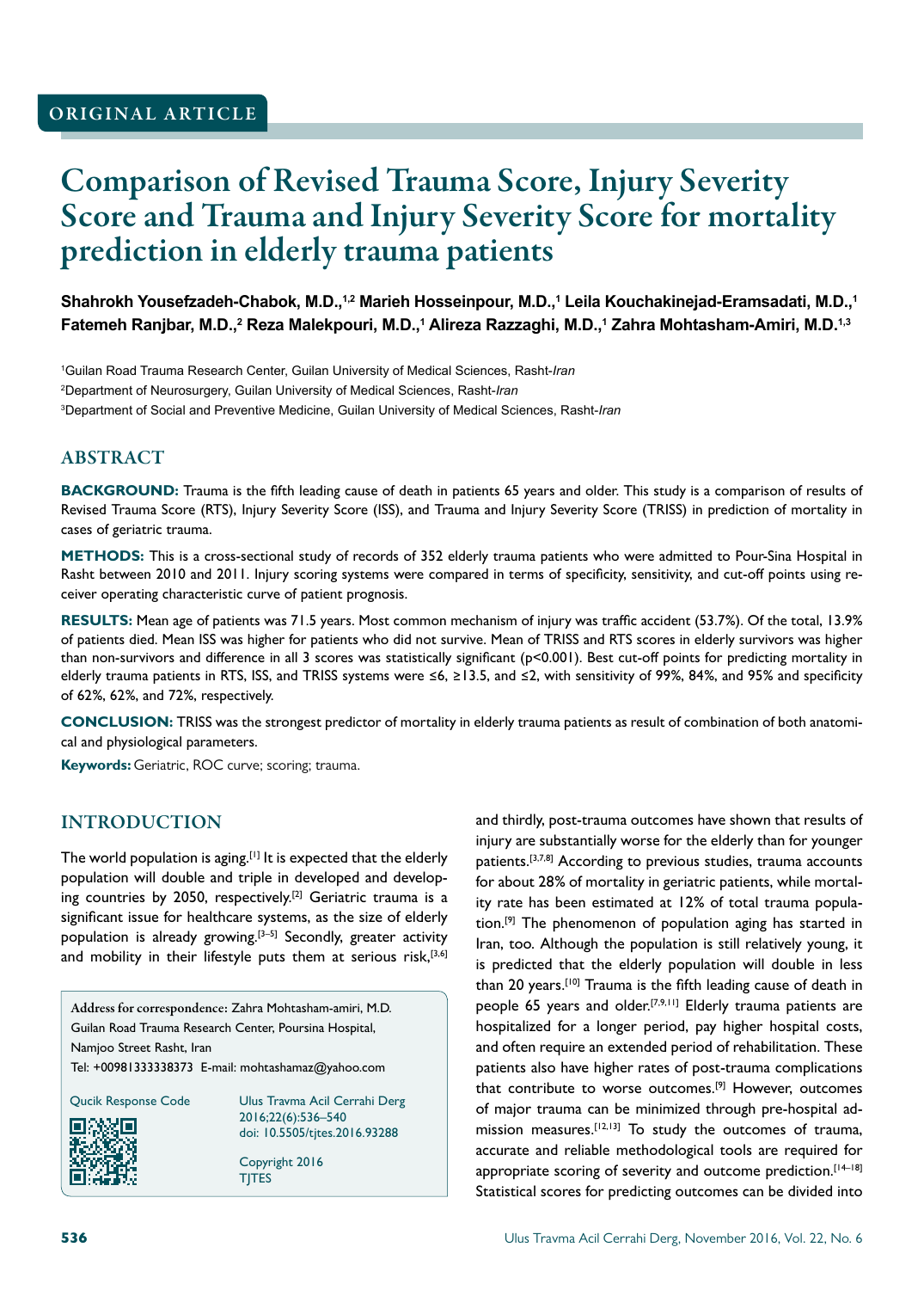ORIGINAL ARTICLE

# Comparison of Revised Trauma Score, Injury Severity Score and Trauma and Injury Severity Score for mortality prediction in elderly trauma patients

**Shahrokh Yousefzadeh-Chabok, M.D.,[1,2] Marieh Hosseinpour, M.D.,[1] Leila Kouchakinejad-Eramsadati, M.D.,[1] Fatemeh Ranjbar, M.D.,[2] Reza Malekpouri, M.D.,[1] Alireza Razzaghi, M.D.,[1] Zahra Mohtasham-Amiri, M.D.[1,3]**

[1]Guilan Road Trauma Research Center, Guilan University of Medical Sciences, Rasht-*Iran*

[2]Department of Neurosurgery, Guilan University of Medical Sciences, Rasht-*Iran*

[3]Department of Social and Preventive Medicine, Guilan University of Medical Sciences, Rasht-*Iran*

## ABSTRACT

**BACKGROUND:** Trauma is the fifth leading cause of death in patients 65 years and older. This study is a comparison of results of Revised Trauma Score (RTS), Injury Severity Score (ISS), and Trauma and Injury Severity Score (TRISS) in prediction of mortality in cases of geriatric trauma.

**METHODS:** This is a cross-sectional study of records of 352 elderly trauma patients who were admitted to Pour-Sina Hospital in Rasht between 2010 and 2011. Injury scoring systems were compared in terms of specificity, sensitivity, and cut-off points using receiver operating characteristic curve of patient prognosis.

**RESULTS:** Mean age of patients was 71.5 years. Most common mechanism of injury was traffic accident (53.7%). Of the total, 13.9% of patients died. Mean ISS was higher for patients who did not survive. Mean of TRISS and RTS scores in elderly survivors was higher than non-survivors and difference in all 3 scores was statistically significant ($p<0.001$). Best cut-off points for predicting mortality in elderly trauma patients in RTS, ISS, and TRISS systems were ≤6, ≥13.5, and ≤2, with sensitivity of 99%, 84%, and 95% and specificity of 62%, 62%, and 72%, respectively.

**CONCLUSION:** TRISS was the strongest predictor of mortality in elderly trauma patients as result of combination of both anatomical and physiological parameters.

**Keywords:** Geriatric, ROC curve; scoring; trauma.

## INTRODUCTION

The world population is aging.[1] It is expected that the elderly population will double and triple in developed and developing countries by 2050, respectively.[2] Geriatric trauma is a significant issue for healthcare systems, as the size of elderly population is already growing.[3–5] Secondly, greater activity and mobility in their lifestyle puts them at serious risk,[3,6] and thirdly, post-trauma outcomes have shown that results of injury are substantially worse for the elderly than for younger patients.[3,7,8] According to previous studies, trauma accounts for about 28% of mortality in geriatric patients, while mortality rate has been estimated at 12% of total trauma population.[9] The phenomenon of population aging has started in Iran, too. Although the population is still relatively young, it is predicted that the elderly population will double in less than 20 years.[10] Trauma is the fifth leading cause of death in people 65 years and older.[7,9,11] Elderly trauma patients are hospitalized for a longer period, pay higher hospital costs, and often require an extended period of rehabilitation. These patients also have higher rates of post-trauma complications that contribute to worse outcomes.[9] However, outcomes of major trauma can be minimized through pre-hospital admission measures.[12,13] To study the outcomes of trauma, accurate and reliable methodological tools are required for appropriate scoring of severity and outcome prediction.[14–18] Statistical scores for predicting outcomes can be divided into

**Address for correspondence:** Zahra Mohtasham-amiri, M.D.
Guilan Road Trauma Research Center, Poursina Hospital,
Namjoo Street Rasht, Iran
Tel: +00981333338373 E-mail: mohtashamaz@yahoo.com

Qucik Response Code

Ulus Travma Acil Cerrahi Derg
2016;22(6):536–540
doi: 10.5505/tjtes.2016.93288

Copyright 2016
TJTES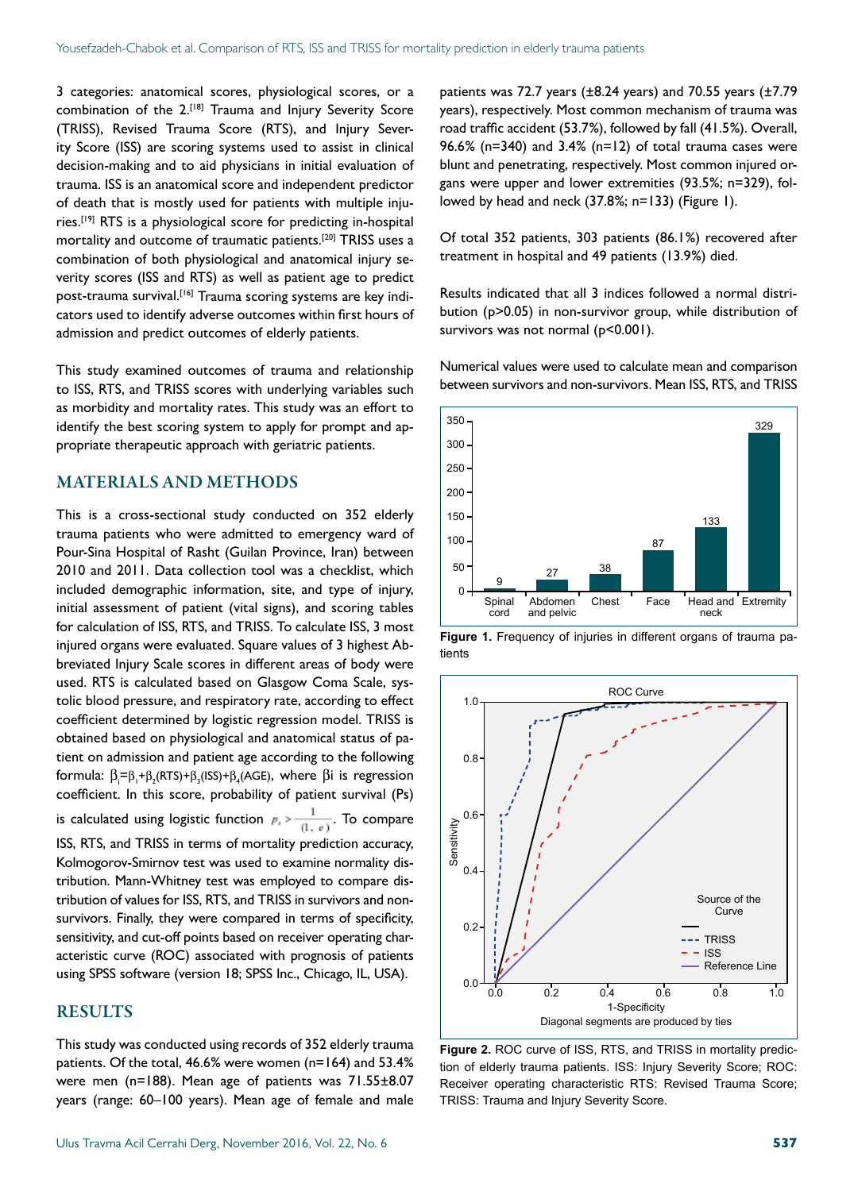3 categories: anatomical scores, physiological scores, or a combination of the 2.[18] Trauma and Injury Severity Score (TRISS), Revised Trauma Score (RTS), and Injury Severity Score (ISS) are scoring systems used to assist in clinical decision-making and to aid physicians in initial evaluation of trauma. ISS is an anatomical score and independent predictor of death that is mostly used for patients with multiple injuries.[19] RTS is a physiological score for predicting in-hospital mortality and outcome of traumatic patients.[20] TRISS uses a combination of both physiological and anatomical injury severity scores (ISS and RTS) as well as patient age to predict post-trauma survival.[16] Trauma scoring systems are key indicators used to identify adverse outcomes within first hours of admission and predict outcomes of elderly patients.

This study examined outcomes of trauma and relationship to ISS, RTS, and TRISS scores with underlying variables such as morbidity and mortality rates. This study was an effort to identify the best scoring system to apply for prompt and appropriate therapeutic approach with geriatric patients.

## MATERIALS AND METHODS

This is a cross-sectional study conducted on 352 elderly trauma patients who were admitted to emergency ward of Pour-Sina Hospital of Rasht (Guilan Province, Iran) between 2010 and 2011. Data collection tool was a checklist, which included demographic information, site, and type of injury, initial assessment of patient (vital signs), and scoring tables for calculation of ISS, RTS, and TRISS. To calculate ISS, 3 most injured organs were evaluated. Square values of 3 highest Abbreviated Injury Scale scores in different areas of body were used. RTS is calculated based on Glasgow Coma Scale, systolic blood pressure, and respiratory rate, according to effect coefficient determined by logistic regression model. TRISS is obtained based on physiological and anatomical status of patient on admission and patient age according to the following formula: $\beta_i = \beta_1 + \beta_2(\text{RTS}) + \beta_3(\text{ISS}) + \beta_4(\text{AGE})$, where $\beta i$ is regression coefficient. In this score, probability of patient survival (Ps) is calculated using logistic function $P_s > \frac{1}{(1, e)}$. To compare ISS, RTS, and TRISS in terms of mortality prediction accuracy, Kolmogorov-Smirnov test was used to examine normality distribution. Mann-Whitney test was employed to compare distribution of values for ISS, RTS, and TRISS in survivors and non-survivors. Finally, they were compared in terms of specificity, sensitivity, and cut-off points based on receiver operating characteristic curve (ROC) associated with prognosis of patients using SPSS software (version 18; SPSS Inc., Chicago, IL, USA).

## RESULTS

This study was conducted using records of 352 elderly trauma patients. Of the total, 46.6% were women (n=164) and 53.4% were men (n=188). Mean age of patients was 71.55±8.07 years (range: 60–100 years). Mean age of female and male patients was 72.7 years (±8.24 years) and 70.55 years (±7.79 years), respectively. Most common mechanism of trauma was road traffic accident (53.7%), followed by fall (41.5%). Overall, 96.6% (n=340) and 3.4% (n=12) of total trauma cases were blunt and penetrating, respectively. Most common injured organs were upper and lower extremities (93.5%; n=329), followed by head and neck (37.8%; n=133) (Figure 1).

Of total 352 patients, 303 patients (86.1%) recovered after treatment in hospital and 49 patients (13.9%) died.

Results indicated that all 3 indices followed a normal distribution (p>0.05) in non-survivor group, while distribution of survivors was not normal (p<0.001).

Numerical values were used to calculate mean and comparison between survivors and non-survivors. Mean ISS, RTS, and TRISS

Figure 1. Frequency of injuries in different organs of trauma patients

Figure 2. ROC curve of ISS, RTS, and TRISS in mortality prediction of elderly trauma patients. ISS: Injury Severity Score; ROC: Receiver operating characteristic RTS: Revised Trauma Score; TRISS: Trauma and Injury Severity Score.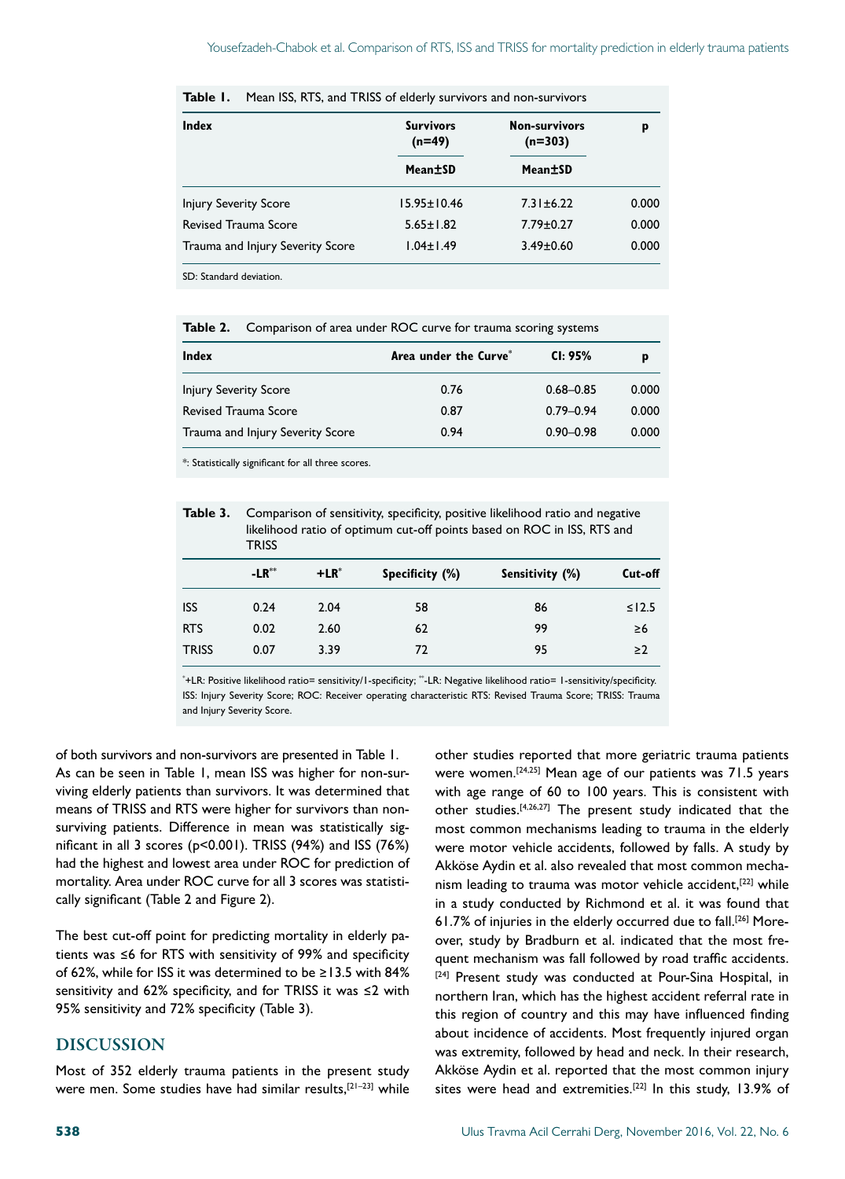**Table 1.** Mean ISS, RTS, and TRISS of elderly survivors and non-survivors

| Index | Survivors (n=49) | Non-survivors (n=303) | p |
|---|---|---|---|
| | Mean±SD | Mean±SD | |
| Injury Severity Score | 15.95±10.46 | 7.31±6.22 | 0.000 |
| Revised Trauma Score | 5.65±1.82 | 7.79±0.27 | 0.000 |
| Trauma and Injury Severity Score | 1.04±1.49 | 3.49±0.60 | 0.000 |

SD: Standard deviation.

**Table 2.** Comparison of area under ROC curve for trauma scoring systems

| Index | Area under the Curve* | CI: 95% | p |
|---|---|---|---|
| Injury Severity Score | 0.76 | 0.68–0.85 | 0.000 |
| Revised Trauma Score | 0.87 | 0.79–0.94 | 0.000 |
| Trauma and Injury Severity Score | 0.94 | 0.90–0.98 | 0.000 |

*: Statistically significant for all three scores.

**Table 3.** Comparison of sensitivity, specificity, positive likelihood ratio and negative likelihood ratio of optimum cut-off points based on ROC in ISS, RTS and TRISS

| | -LR** | +LR* | Specificity (%) | Sensitivity (%) | Cut-off |
|---|---|---|---|---|---|
| ISS | 0.24 | 2.04 | 58 | 86 | ≤12.5 |
| RTS | 0.02 | 2.60 | 62 | 99 | ≥6 |
| TRISS | 0.07 | 3.39 | 72 | 95 | ≥2 |

*+LR: Positive likelihood ratio= sensitivity/1-specificity; **-LR: Negative likelihood ratio= 1-sensitivity/specificity. ISS: Injury Severity Score; ROC: Receiver operating characteristic RTS: Revised Trauma Score; TRISS: Trauma and Injury Severity Score.

of both survivors and non-survivors are presented in Table 1. As can be seen in Table 1, mean ISS was higher for non-surviving elderly patients than survivors. It was determined that means of TRISS and RTS were higher for survivors than non-surviving patients. Difference in mean was statistically significant in all 3 scores ($p<0.001$). TRISS (94%) and ISS (76%) had the highest and lowest area under ROC for prediction of mortality. Area under ROC curve for all 3 scores was statistically significant (Table 2 and Figure 2).

The best cut-off point for predicting mortality in elderly patients was ≤6 for RTS with sensitivity of 99% and specificity of 62%, while for ISS it was determined to be ≥13.5 with 84% sensitivity and 62% specificity, and for TRISS it was ≤2 with 95% sensitivity and 72% specificity (Table 3).

## DISCUSSION

Most of 352 elderly trauma patients in the present study were men. Some studies have had similar results,[21–23] while other studies reported that more geriatric trauma patients were women.[24,25] Mean age of our patients was 71.5 years with age range of 60 to 100 years. This is consistent with other studies.[4,26,27] The present study indicated that the most common mechanisms leading to trauma in the elderly were motor vehicle accidents, followed by falls. A study by Akköse Aydin et al. also revealed that most common mechanism leading to trauma was motor vehicle accident,[22] while in a study conducted by Richmond et al. it was found that 61.7% of injuries in the elderly occurred due to fall.[26] Moreover, study by Bradburn et al. indicated that the most frequent mechanism was fall followed by road traffic accidents.[24] Present study was conducted at Pour-Sina Hospital, in northern Iran, which has the highest accident referral rate in this region of country and this may have influenced finding about incidence of accidents. Most frequently injured organ was extremity, followed by head and neck. In their research, Akköse Aydin et al. reported that the most common injury sites were head and extremities.[22] In this study, 13.9% of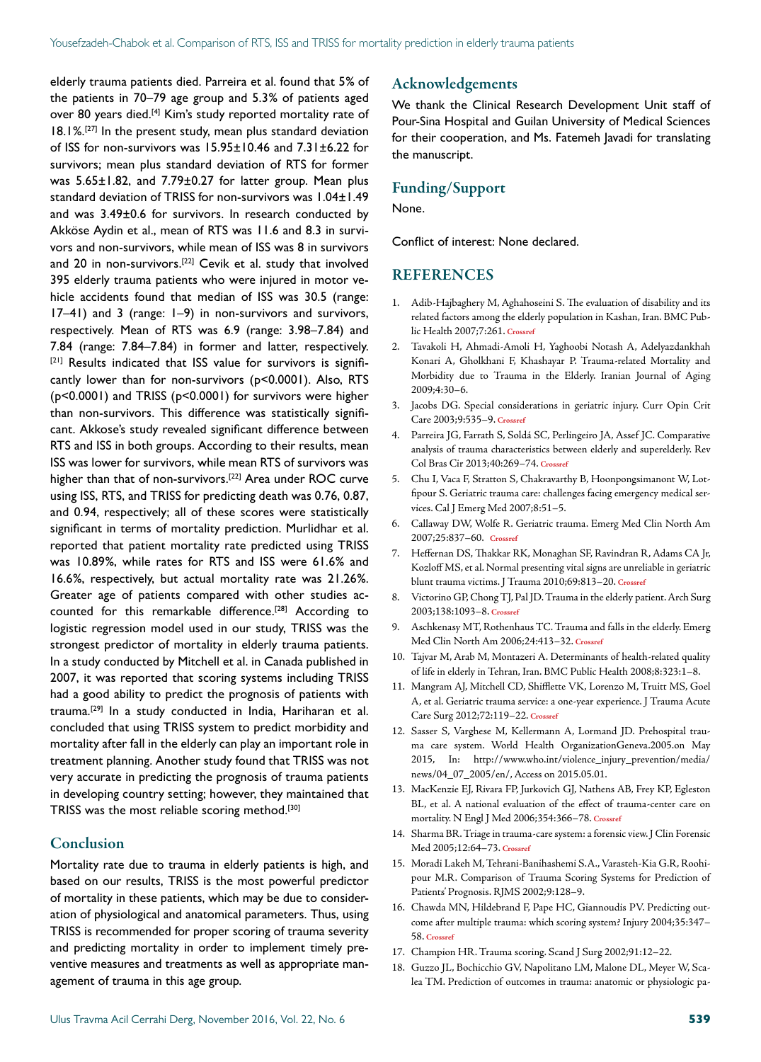elderly trauma patients died. Parreira et al. found that 5% of the patients in 70–79 age group and 5.3% of patients aged over 80 years died.[4] Kim's study reported mortality rate of 18.1%.[27] In the present study, mean plus standard deviation of ISS for non-survivors was 15.95±10.46 and 7.31±6.22 for survivors; mean plus standard deviation of RTS for former was 5.65±1.82, and 7.79±0.27 for latter group. Mean plus standard deviation of TRISS for non-survivors was 1.04±1.49 and was 3.49±0.6 for survivors. In research conducted by Akköse Aydin et al., mean of RTS was 11.6 and 8.3 in survivors and non-survivors, while mean of ISS was 8 in survivors and 20 in non-survivors.[22] Cevik et al. study that involved 395 elderly trauma patients who were injured in motor vehicle accidents found that median of ISS was 30.5 (range: 17–41) and 3 (range: 1–9) in non-survivors and survivors, respectively. Mean of RTS was 6.9 (range: 3.98–7.84) and 7.84 (range: 7.84–7.84) in former and latter, respectively.[21] Results indicated that ISS value for survivors is significantly lower than for non-survivors ($p<0.0001$). Also, RTS ($p<0.0001$) and TRISS ($p<0.0001$) for survivors were higher than non-survivors. This difference was statistically significant. Akkose's study revealed significant difference between RTS and ISS in both groups. According to their results, mean ISS was lower for survivors, while mean RTS of survivors was higher than that of non-survivors.[22] Area under ROC curve using ISS, RTS, and TRISS for predicting death was 0.76, 0.87, and 0.94, respectively; all of these scores were statistically significant in terms of mortality prediction. Murlidhar et al. reported that patient mortality rate predicted using TRISS was 10.89%, while rates for RTS and ISS were 61.6% and 16.6%, respectively, but actual mortality rate was 21.26%. Greater age of patients compared with other studies accounted for this remarkable difference.[28] According to logistic regression model used in our study, TRISS was the strongest predictor of mortality in elderly trauma patients. In a study conducted by Mitchell et al. in Canada published in 2007, it was reported that scoring systems including TRISS had a good ability to predict the prognosis of patients with trauma.[29] In a study conducted in India, Hariharan et al. concluded that using TRISS system to predict morbidity and mortality after fall in the elderly can play an important role in treatment planning. Another study found that TRISS was not very accurate in predicting the prognosis of trauma patients in developing country setting; however, they maintained that TRISS was the most reliable scoring method.[30]

## Conclusion

Mortality rate due to trauma in elderly patients is high, and based on our results, TRISS is the most powerful predictor of mortality in these patients, which may be due to consideration of physiological and anatomical parameters. Thus, using TRISS is recommended for proper scoring of trauma severity and predicting mortality in order to implement timely preventive measures and treatments as well as appropriate management of trauma in this age group.

## Acknowledgements

We thank the Clinical Research Development Unit staff of Pour-Sina Hospital and Guilan University of Medical Sciences for their cooperation, and Ms. Fatemeh Javadi for translating the manuscript.

## Funding/Support

None.

Conflict of interest: None declared.

## REFERENCES

1. Adib-Hajbaghery M, Aghahoseini S. The evaluation of disability and its related factors among the elderly population in Kashan, Iran. BMC Public Health 2007;7:261. Crossref
2. Tavakoli H, Ahmadi-Amoli H, Yaghoobi Notash A, Adelyazdankhah Konari A, Gholkhani F, Khashayar P. Trauma-related Mortality and Morbidity due to Trauma in the Elderly. Iranian Journal of Aging 2009;4:30–6.
3. Jacobs DG. Special considerations in geriatric injury. Curr Opin Crit Care 2003;9:535–9. Crossref
4. Parreira JG, Farrath S, Soldá SC, Perlingeiro JA, Assef JC. Comparative analysis of trauma characteristics between elderly and superelderly. Rev Col Bras Cir 2013;40:269–74. Crossref
5. Chu I, Vaca F, Stratton S, Chakravarthy B, Hoonpongsimanont W, Lotfipour S. Geriatric trauma care: challenges facing emergency medical services. Cal J Emerg Med 2007;8:51–5.
6. Callaway DW, Wolfe R. Geriatric trauma. Emerg Med Clin North Am 2007;25:837–60. Crossref
7. Heffernan DS, Thakkar RK, Monaghan SF, Ravindran R, Adams CA Jr, Kozloff MS, et al. Normal presenting vital signs are unreliable in geriatric blunt trauma victims. J Trauma 2010;69:813–20. Crossref
8. Victorino GP, Chong TJ, Pal JD. Trauma in the elderly patient. Arch Surg 2003;138:1093–8. Crossref
9. Aschkenasy MT, Rothenhaus TC. Trauma and falls in the elderly. Emerg Med Clin North Am 2006;24:413–32. Crossref
10. Tajvar M, Arab M, Montazeri A. Determinants of health-related quality of life in elderly in Tehran, Iran. BMC Public Health 2008;8:323:1–8.
11. Mangram AJ, Mitchell CD, Shifflette VK, Lorenzo M, Truitt MS, Goel A, et al. Geriatric trauma service: a one-year experience. J Trauma Acute Care Surg 2012;72:119–22. Crossref
12. Sasser S, Varghese M, Kellermann A, Lormand JD. Prehospital trauma care system. World Health OrganizationGeneva.2005.on May 2015, In: http://www.who.int/violence_injury_prevention/media/news/04_07_2005/en/, Access on 2015.05.01.
13. MacKenzie EJ, Rivara FP, Jurkovich GJ, Nathens AB, Frey KP, Egleston BL, et al. A national evaluation of the effect of trauma-center care on mortality. N Engl J Med 2006;354:366–78. Crossref
14. Sharma BR. Triage in trauma-care system: a forensic view. J Clin Forensic Med 2005;12:64–73. Crossref
15. Moradi Lakeh M, Tehrani-Banihashemi S.A., Varasteh-Kia G.R, Roohipour M.R. Comparison of Trauma Scoring Systems for Prediction of Patients' Prognosis. RJMS 2002;9:128–9.
16. Chawda MN, Hildebrand F, Pape HC, Giannoudis PV. Predicting outcome after multiple trauma: which scoring system? Injury 2004;35:347–58. Crossref
17. Champion HR. Trauma scoring. Scand J Surg 2002;91:12–22.
18. Guzzo JL, Bochicchio GV, Napolitano LM, Malone DL, Meyer W, Scalea TM. Prediction of outcomes in trauma: anatomic or physiologic pa-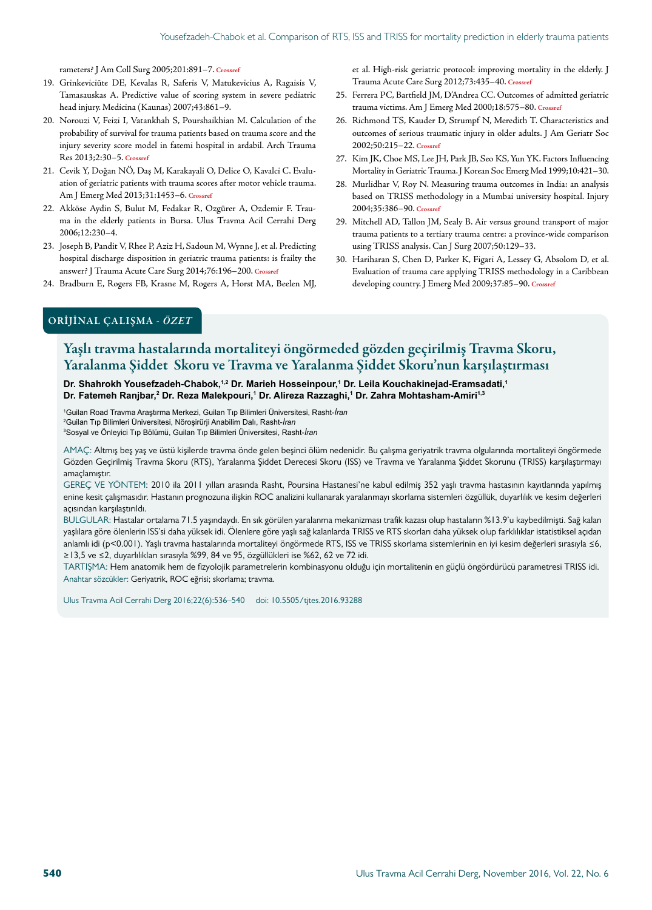rameters? J Am Coll Surg 2005;201:891–7. Crossref

19. Grinkeviciūte DE, Kevalas R, Saferis V, Matukevicius A, Ragaisis V, Tamasauskas A. Predictive value of scoring system in severe pediatric head injury. Medicina (Kaunas) 2007;43:861–9.
20. Norouzi V, Feizi I, Vatankhah S, Pourshaikhian M. Calculation of the probability of survival for trauma patients based on trauma score and the injury severity score model in fatemi hospital in ardabil. Arch Trauma Res 2013;2:30–5. Crossref
21. Cevik Y, Doğan NÖ, Daş M, Karakayali O, Delice O, Kavalci C. Evaluation of geriatric patients with trauma scores after motor vehicle trauma. Am J Emerg Med 2013;31:1453–6. Crossref
22. Akköse Aydin S, Bulut M, Fedakar R, Ozgürer A, Ozdemir F. Trauma in the elderly patients in Bursa. Ulus Travma Acil Cerrahi Derg 2006;12:230–4.
23. Joseph B, Pandit V, Rhee P, Aziz H, Sadoun M, Wynne J, et al. Predicting hospital discharge disposition in geriatric trauma patients: is frailty the answer? J Trauma Acute Care Surg 2014;76:196–200. Crossref
24. Bradburn E, Rogers FB, Krasne M, Rogers A, Horst MA, Beelen MJ, et al. High-risk geriatric protocol: improving mortality in the elderly. J Trauma Acute Care Surg 2012;73:435–40. Crossref
25. Ferrera PC, Bartfield JM, D'Andrea CC. Outcomes of admitted geriatric trauma victims. Am J Emerg Med 2000;18:575–80. Crossref
26. Richmond TS, Kauder D, Strumpf N, Meredith T. Characteristics and outcomes of serious traumatic injury in older adults. J Am Geriatr Soc 2002;50:215–22. Crossref
27. Kim JK, Choe MS, Lee JH, Park JB, Seo KS, Yun YK. Factors Influencing Mortality in Geriatric Trauma. J Korean Soc Emerg Med 1999;10:421–30.
28. Murlidhar V, Roy N. Measuring trauma outcomes in India: an analysis based on TRISS methodology in a Mumbai university hospital. Injury 2004;35:386–90. Crossref
29. Mitchell AD, Tallon JM, Sealy B. Air versus ground transport of major trauma patients to a tertiary trauma centre: a province-wide comparison using TRISS analysis. Can J Surg 2007;50:129–33.
30. Hariharan S, Chen D, Parker K, Figari A, Lessey G, Absolom D, et al. Evaluation of trauma care applying TRISS methodology in a Caribbean developing country. J Emerg Med 2009;37:85–90. Crossref

ORİJİNAL ÇALIŞMA - *ÖZET*

## Yaşlı travma hastalarında mortaliteyi öngörmeded gözden geçirilmiş Travma Skoru, Yaralanma Şiddet Skoru ve Travma ve Yaralanma Şiddet Skoru'nun karşılaştırması

**Dr. Shahrokh Yousefzadeh-Chabok,[1,2] Dr. Marieh Hosseinpour,[1] Dr. Leila Kouchakinejad-Eramsadati,[1] Dr. Fatemeh Ranjbar,[2] Dr. Reza Malekpouri,[1] Dr. Alireza Razzaghi,[1] Dr. Zahra Mohtasham-Amiri[1,3]**

[1]Guilan Road Travma Araştırma Merkezi, Guilan Tıp Bilimleri Üniversitesi, Rasht-*İran*
[2]Guilan Tıp Bilimleri Üniversitesi, Nöroşirürji Anabilim Dalı, Rasht-*İran*
[3]Sosyal ve Önleyici Tıp Bölümü, Guilan Tıp Bilimleri Üniversitesi, Rasht-*İran*

AMAÇ: Altmış beş yaş ve üstü kişilerde travma önde gelen beşinci ölüm nedenidir. Bu çalışma geriyatrik travma olgularında mortaliteyi öngörmede Gözden Geçirilmiş Travma Skoru (RTS), Yaralanma Şiddet Derecesi Skoru (ISS) ve Travma ve Yaralanma Şiddet Skorunu (TRISS) karşılaştırmayı amaçlamıştır.

GEREÇ VE YÖNTEM: 2010 ila 2011 yılları arasında Rasht, Poursina Hastanesi'ne kabul edilmiş 352 yaşlı travma hastasının kayıtlarında yapılmış enine kesit çalışmasıdır. Hastanın prognozuna ilişkin ROC analizini kullanarak yaralanmayı skorlama sistemleri özgüllük, duyarlılık ve kesim değerleri açısından karşılaştırıldı.

BULGULAR: Hastalar ortalama 71.5 yaşındaydı. En sık görülen yaralanma mekanizması trafik kazası olup hastaların %13.9'u kaybedilmişti. Sağ kalan yaşlılara göre ölenlerin ISS'si daha yüksek idi. Ölenlere göre yaşlı sağ kalanlarda TRISS ve RTS skorları daha yüksek olup farklılıklar istatistiksel açıdan anlamlı idi ($p<0.001$). Yaşlı travma hastalarında mortaliteyi öngörmede RTS, ISS ve TRISS skorlama sistemlerinin en iyi kesim değerleri sırasıyla ≤6, ≥13,5 ve ≤2, duyarlılıkları sırasıyla %99, 84 ve 95, özgüllükleri ise %62, 62 ve 72 idi.

TARTIŞMA: Hem anatomik hem de fizyolojik parametrelerin kombinasyonu olduğu için mortalitenin en güçlü öngördürücü parametresi TRISS idi.

Anahtar sözcükler: Geriyatrik, ROC eğrisi; skorlama; travma.

Ulus Travma Acil Cerrahi Derg 2016;22(6):536–540 doi: 10.5505/tjtes.2016.93288